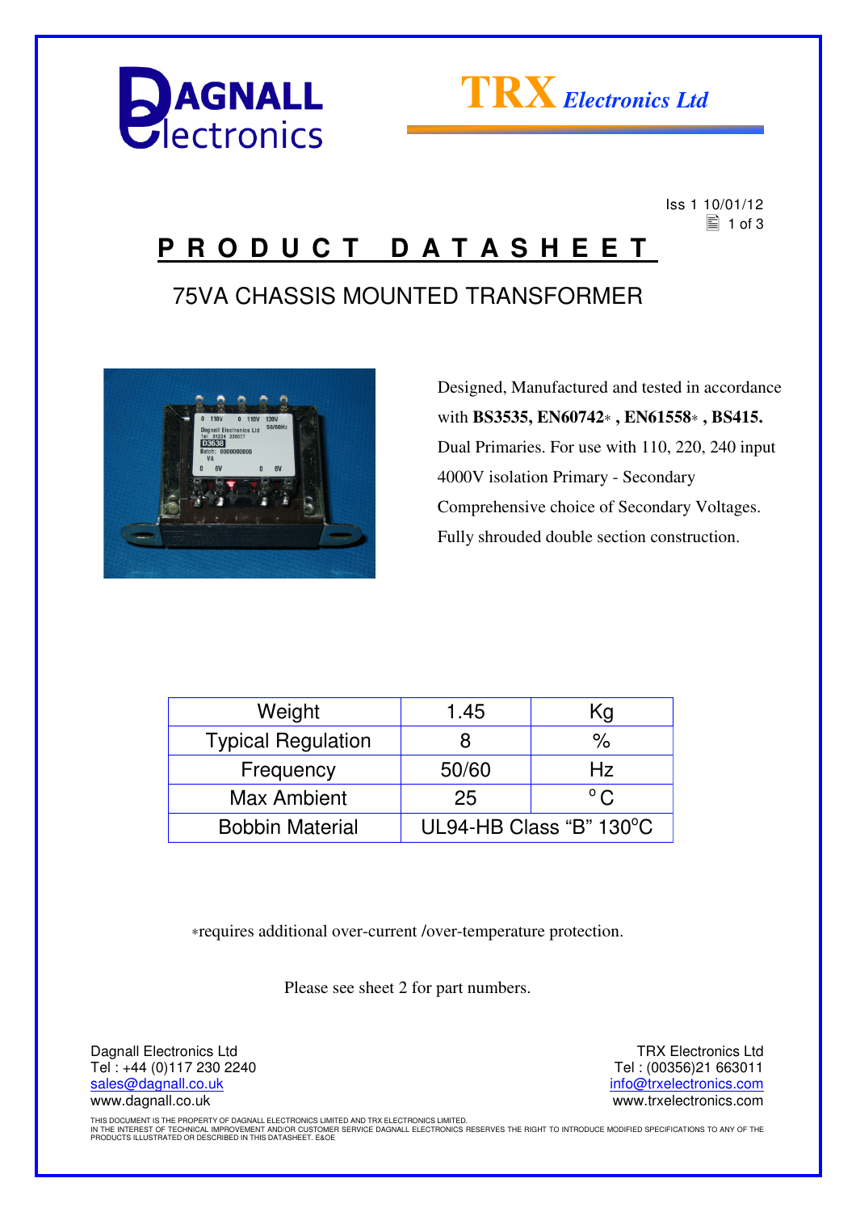Dagnall Electronics

TRX Electronics Ltd

Iss 1 10/01/12

# PRODUCT DATASHEET

## 75VA CHASSIS MOUNTED TRANSFORMER

Designed, Manufactured and tested in accordance with **BS3535, EN60742∗ , EN61558∗ , BS415.**
Dual Primaries. For use with 110, 220, 240 input
4000V isolation Primary - Secondary
Comprehensive choice of Secondary Voltages.
Fully shrouded double section construction.

| Weight | 1.45 | Kg |
|---|---|---|
| Typical Regulation | 8 | % |
| Frequency | 50/60 | Hz |
| Max Ambient | 25 | °C |
| Bobbin Material | UL94-HB Class "B" 130°C | |

∗requires additional over-current /over-temperature protection.

Please see sheet 2 for part numbers.

Dagnall Electronics Ltd
Tel : +44 (0)117 230 2240
sales@dagnall.co.uk
www.dagnall.co.uk

TRX Electronics Ltd
Tel : (00356)21 663011
info@trxelectronics.com
www.trxelectronics.com

THIS DOCUMENT IS THE PROPERTY OF DAGNALL ELECTRONICS LIMITED AND TRX ELECTRONICS LIMITED.
IN THE INTEREST OF TECHNICAL IMPROVEMENT AND/OR CUSTOMER SERVICE DAGNALL ELECTRONICS RESERVES THE RIGHT TO INTRODUCE MODIFIED SPECIFICATIONS TO ANY OF THE PRODUCTS ILLUSTRATED OR DESCRIBED IN THIS DATASHEET. E&OE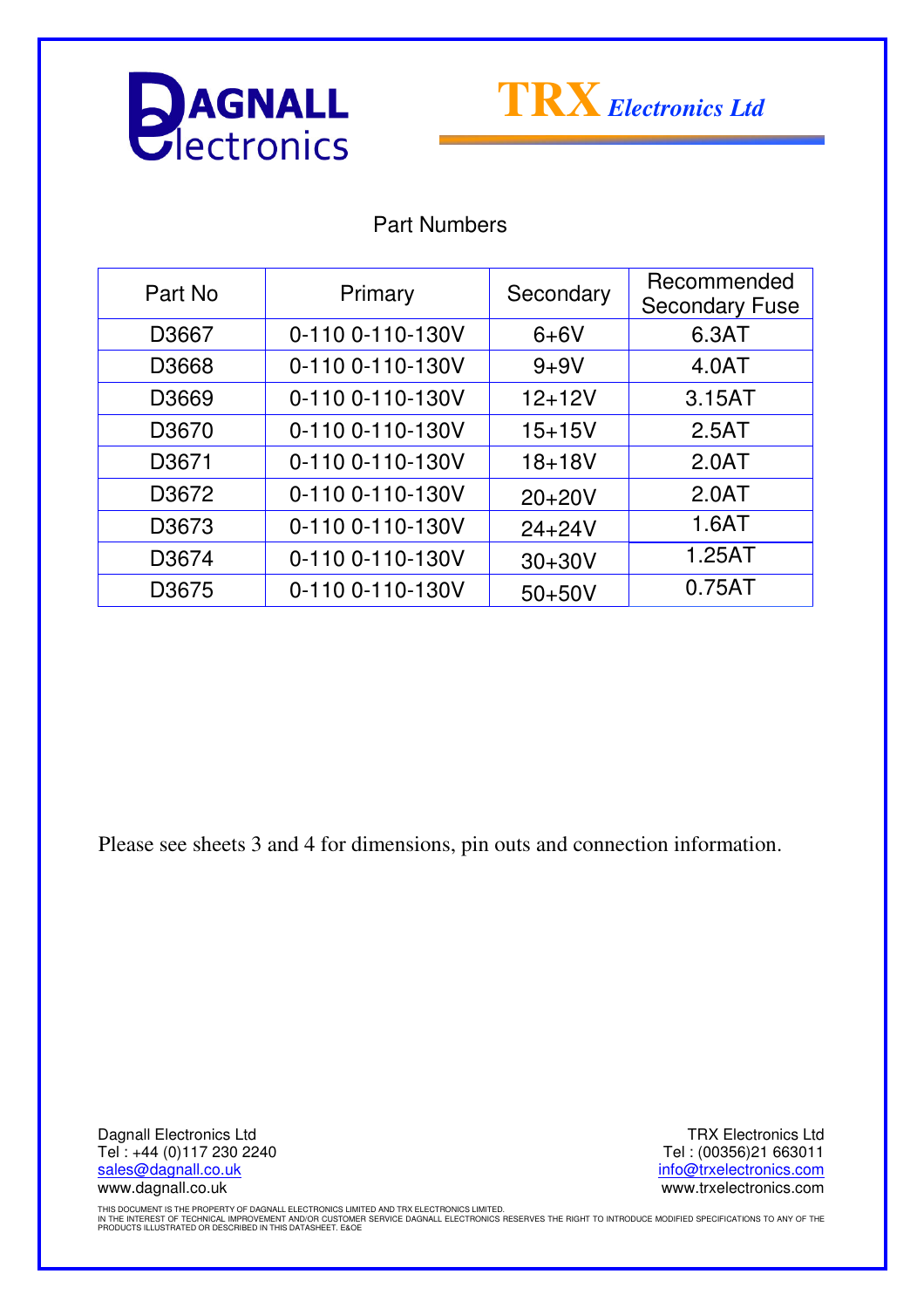DAGNALL Electronics

**TRX** *Electronics Ltd*

## Part Numbers

| Part No | Primary | Secondary | Recommended Secondary Fuse |
|---|---|---|---|
| D3667 | 0-110 0-110-130V | 6+6V | 6.3AT |
| D3668 | 0-110 0-110-130V | 9+9V | 4.0AT |
| D3669 | 0-110 0-110-130V | 12+12V | 3.15AT |
| D3670 | 0-110 0-110-130V | 15+15V | 2.5AT |
| D3671 | 0-110 0-110-130V | 18+18V | 2.0AT |
| D3672 | 0-110 0-110-130V | 20+20V | 2.0AT |
| D3673 | 0-110 0-110-130V | 24+24V | 1.6AT |
| D3674 | 0-110 0-110-130V | 30+30V | 1.25AT |
| D3675 | 0-110 0-110-130V | 50+50V | 0.75AT |

Please see sheets 3 and 4 for dimensions, pin outs and connection information.

Dagnall Electronics Ltd
Tel : +44 (0)117 230 2240
sales@dagnall.co.uk
www.dagnall.co.uk

TRX Electronics Ltd
Tel : (00356)21 663011
info@trxelectronics.com
www.trxelectronics.com

THIS DOCUMENT IS THE PROPERTY OF DAGNALL ELECTRONICS LIMITED AND TRX ELECTRONICS LIMITED.
IN THE INTEREST OF TECHNICAL IMPROVEMENT AND/OR CUSTOMER SERVICE DAGNALL ELECTRONICS RESERVES THE RIGHT TO INTRODUCE MODIFIED SPECIFICATIONS TO ANY OF THE PRODUCTS ILLUSTRATED OR DESCRIBED IN THIS DATASHEET. E&OE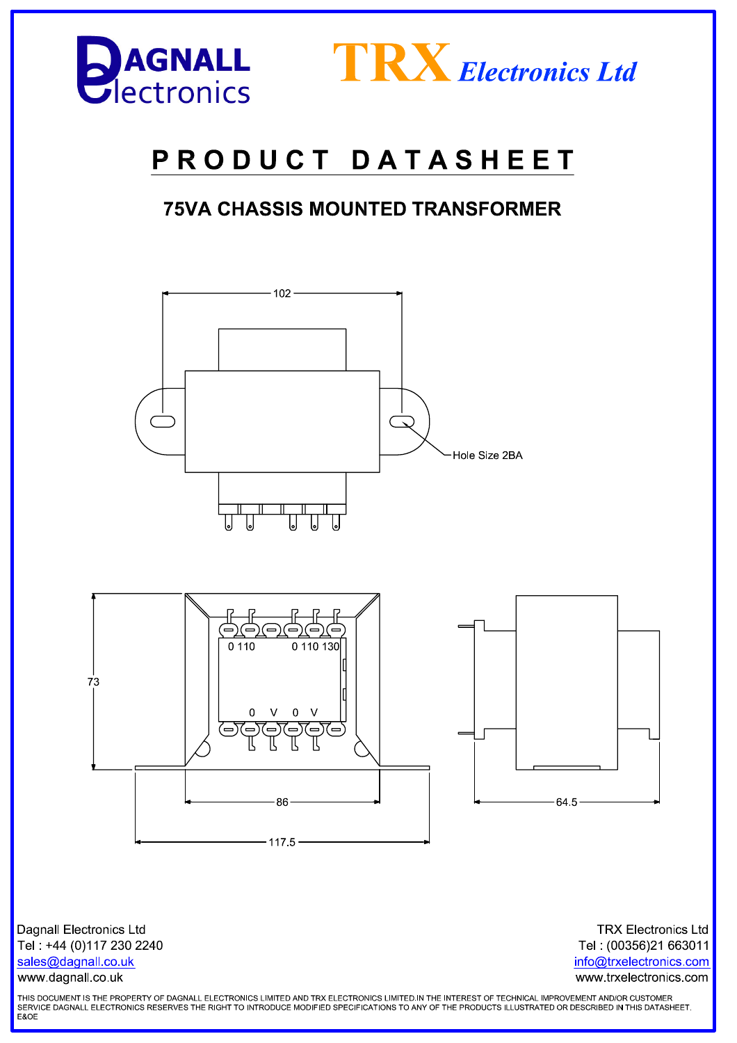# PRODUCT DATASHEET

## 75VA CHASSIS MOUNTED TRANSFORMER

102

Hole Size 2BA

0 110 &nbsp;&nbsp;&nbsp; 0 110 130

0 V 0 V

73

86

117.5

64.5

Dagnall Electronics Ltd
Tel : +44 (0)117 230 2240
sales@dagnall.co.uk
www.dagnall.co.uk

TRX Electronics Ltd
Tel : (00356)21 663011
info@trxelectronics.com
www.trxelectronics.com

THIS DOCUMENT IS THE PROPERTY OF DAGNALL ELECTRONICS LIMITED AND TRX ELECTRONICS LIMITED.IN THE INTEREST OF TECHNICAL IMPROVEMENT AND/OR CUSTOMER SERVICE DAGNALL ELECTRONICS RESERVES THE RIGHT TO INTRODUCE MODIFIED SPECIFICATIONS TO ANY OF THE PRODUCTS ILLUSTRATED OR DESCRIBED IN THIS DATASHEET. E&OE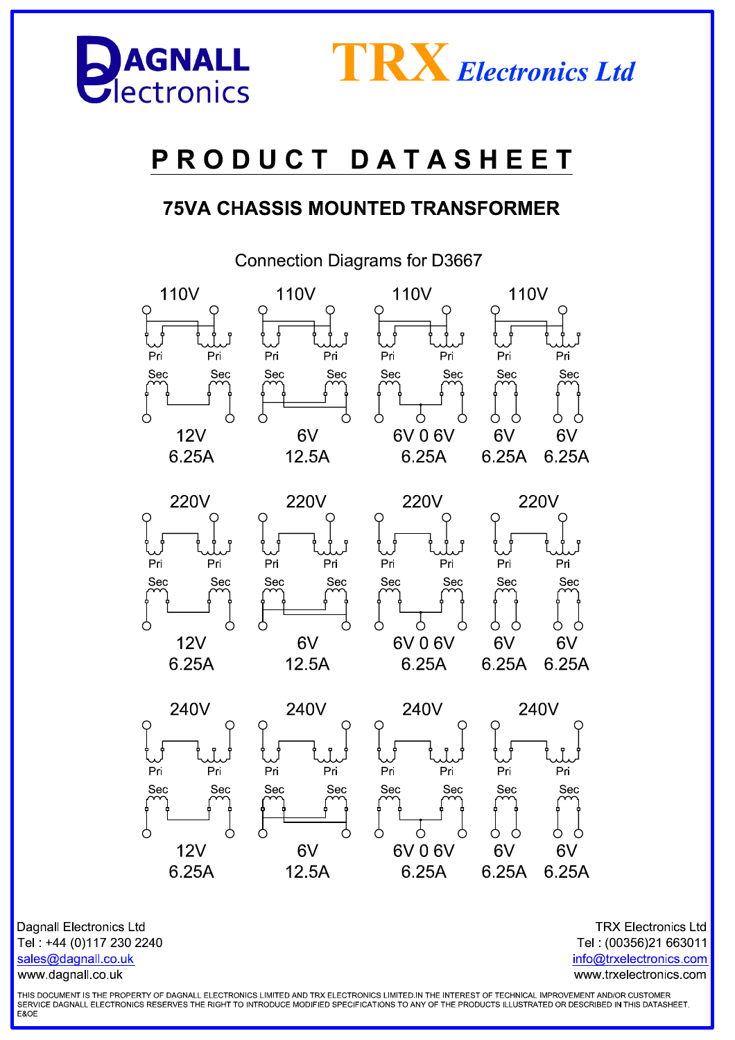DAGNALL Electronics

TRX Electronics Ltd

# PRODUCT DATASHEET

## 75VA CHASSIS MOUNTED TRANSFORMER

Connection Diagrams for D3667

110V
Pri Pri
Sec Sec
12V
6.25A

110V
Pri Pri
Sec Sec
6V
12.5A

110V
Pri Pri
Sec Sec
6V 0 6V
6.25A

110V
Pri Pri
Sec Sec
6V 6V
6.25A 6.25A

220V
Pri Pri
Sec Sec
12V
6.25A

220V
Pri Pri
Sec Sec
6V
12.5A

220V
Pri Pri
Sec Sec
6V 0 6V
6.25A

220V
Pri Pri
Sec Sec
6V 6V
6.25A 6.25A

240V
Pri Pri
Sec Sec
12V
6.25A

240V
Pri Pri
Sec Sec
6V
12.5A

240V
Pri Pri
Sec Sec
6V 0 6V
6.25A

240V
Pri Pri
Sec Sec
6V 6V
6.25A 6.25A

Dagnall Electronics Ltd
Tel : +44 (0)117 230 2240
sales@dagnall.co.uk
www.dagnall.co.uk

TRX Electronics Ltd
Tel : (00356)21 663011
info@trxelectronics.com
www.trxelectronics.com

THIS DOCUMENT IS THE PROPERTY OF DAGNALL ELECTRONICS LIMITED AND TRX ELECTRONICS LIMITED.IN THE INTEREST OF TECHNICAL IMPROVEMENT AND/OR CUSTOMER SERVICE DAGNALL ELECTRONICS RESERVES THE RIGHT TO INTRODUCE MODIFIED SPECIFICATIONS TO ANY OF THE PRODUCTS ILLUSTRATED OR DESCRIBED IN THIS DATASHEET. E&OE